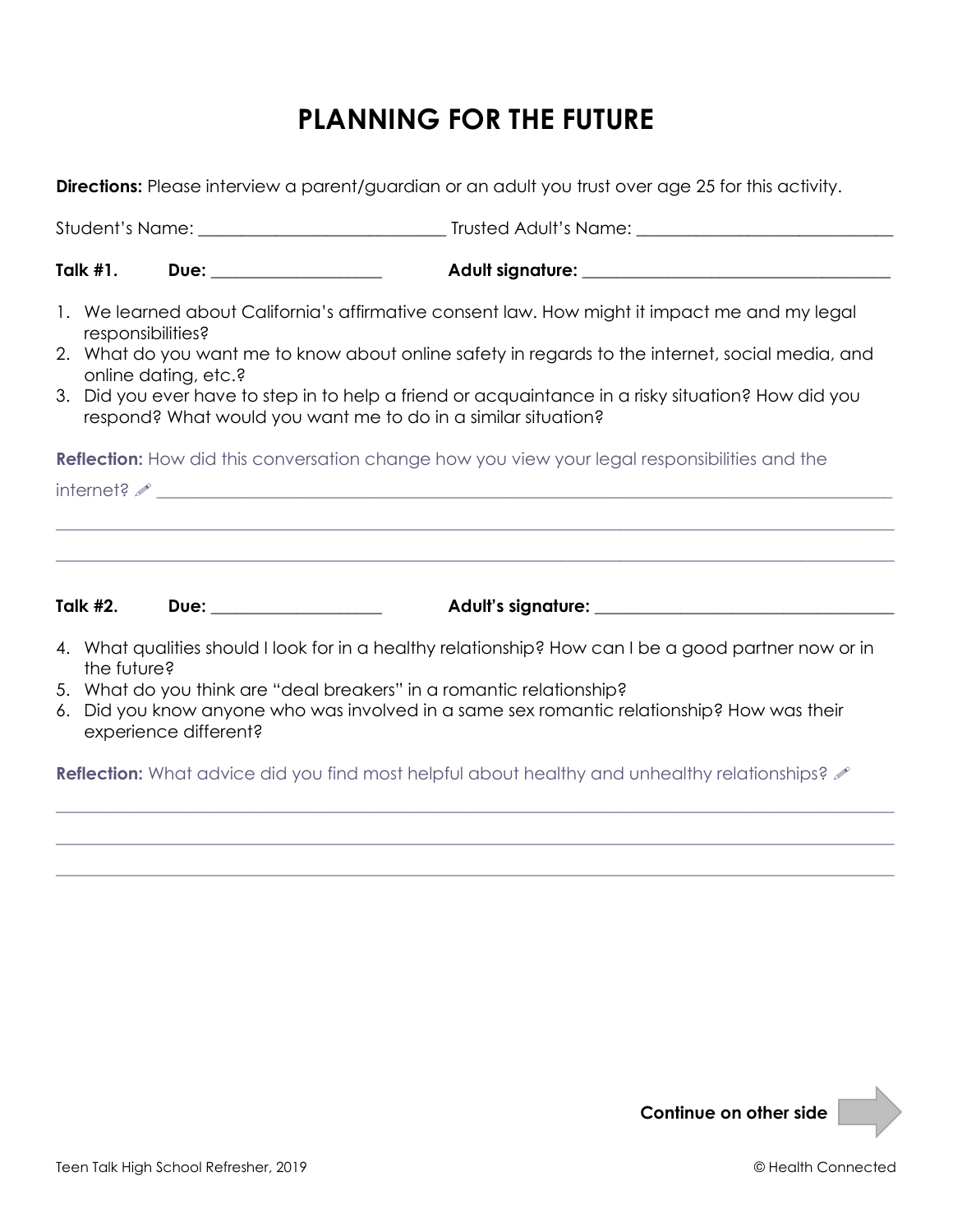# PLANNING FOR THE FUTURE

**Directions:** Please interview a parent/guardian or an adult you trust over age 25 for this activity.

Student's Name: ____________________________ Trusted Adult's Name: ______________________________

**Talk #1.** **Due:** ____________________ **Adult signature:** ____________________________________

1. We learned about California's affirmative consent law. How might it impact me and my legal responsibilities?
2. What do you want me to know about online safety in regards to the internet, social media, and online dating, etc.?
3. Did you ever have to step in to help a friend or acquaintance in a risky situation? How did you respond? What would you want me to do in a similar situation?

**Reflection:** How did this conversation change how you view your legal responsibilities and the internet? ✏ ________________________________________________________________________________

________________________________________________________________________________________________

________________________________________________________________________________________________

**Talk #2.** **Due:** ____________________ **Adult's signature:** ___________________________________

4. What qualities should I look for in a healthy relationship? How can I be a good partner now or in the future?
5. What do you think are "deal breakers" in a romantic relationship?
6. Did you know anyone who was involved in a same sex romantic relationship? How was their experience different?

**Reflection:** What advice did you find most helpful about healthy and unhealthy relationships? ✏

________________________________________________________________________________________________

________________________________________________________________________________________________

________________________________________________________________________________________________

**Continue on other side**

Teen Talk High School Refresher, 2019 © Health Connected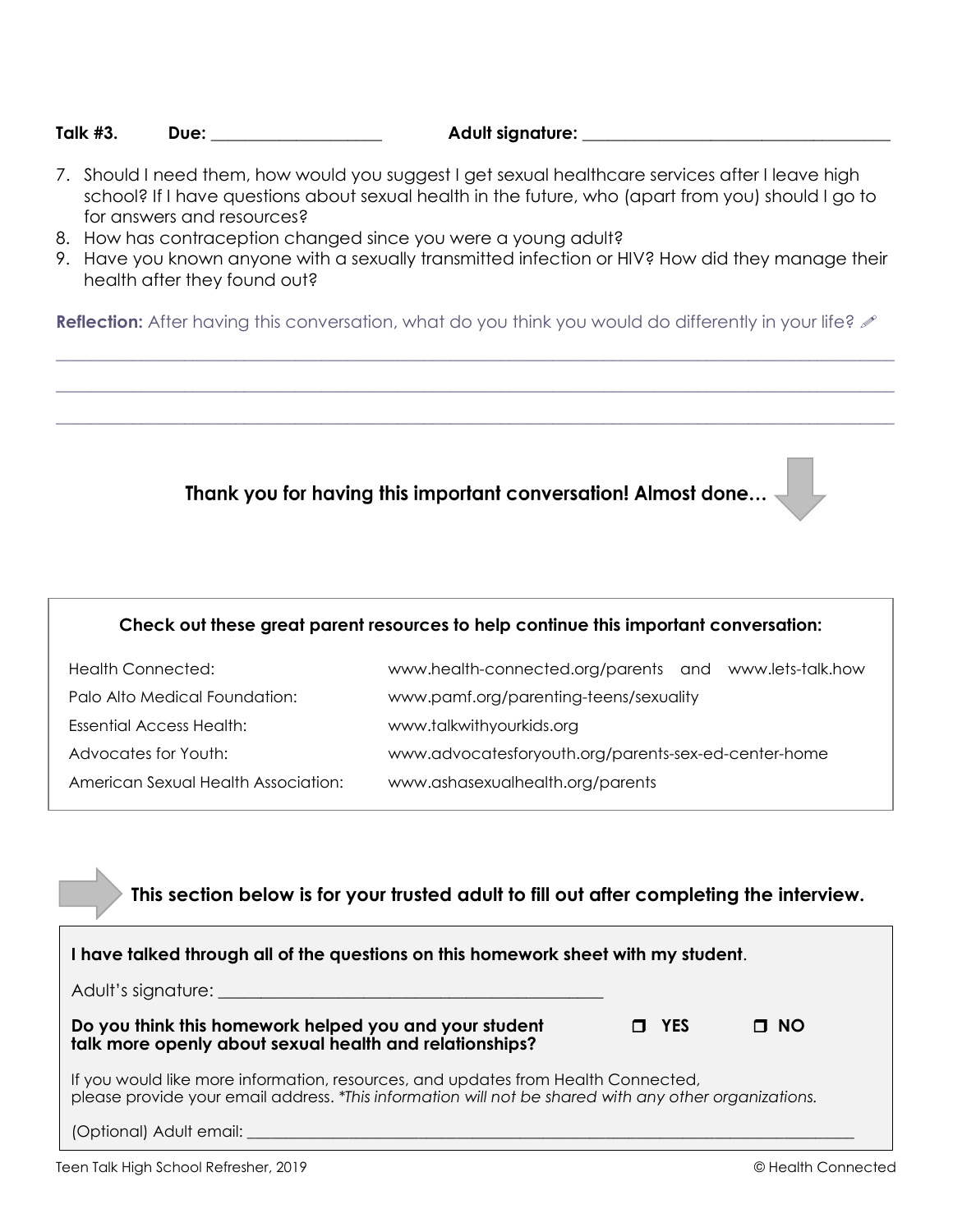**Talk #3.** **Due:** ____________________ **Adult signature:** ____________________________________

7. Should I need them, how would you suggest I get sexual healthcare services after I leave high school? If I have questions about sexual health in the future, who (apart from you) should I go to for answers and resources?
8. How has contraception changed since you were a young adult?
9. Have you known anyone with a sexually transmitted infection or HIV? How did they manage their health after they found out?

**Reflection:** After having this conversation, what do you think you would do differently in your life? ✐

______________________________________________________________________________________

______________________________________________________________________________________

______________________________________________________________________________________

**Thank you for having this important conversation! Almost done…**

**Check out these great parent resources to help continue this important conversation:**

| | |
|---|---|
| Health Connected: | www.health-connected.org/parents and www.lets-talk.how |
| Palo Alto Medical Foundation: | www.pamf.org/parenting-teens/sexuality |
| Essential Access Health: | www.talkwithyourkids.org |
| Advocates for Youth: | www.advocatesforyouth.org/parents-sex-ed-center-home |
| American Sexual Health Association: | www.ashasexualhealth.org/parents |

**This section below is for your trusted adult to fill out after completing the interview.**

**I have talked through all of the questions on this homework sheet with my student.**

Adult's signature: ______________________________________________

**Do you think this homework helped you and your student talk more openly about sexual health and relationships?** ☐ **YES** ☐ **NO**

If you would like more information, resources, and updates from Health Connected, please provide your email address. *\*This information will not be shared with any other organizations.*

(Optional) Adult email: ______________________________________________________________________________

Teen Talk High School Refresher, 2019 © Health Connected